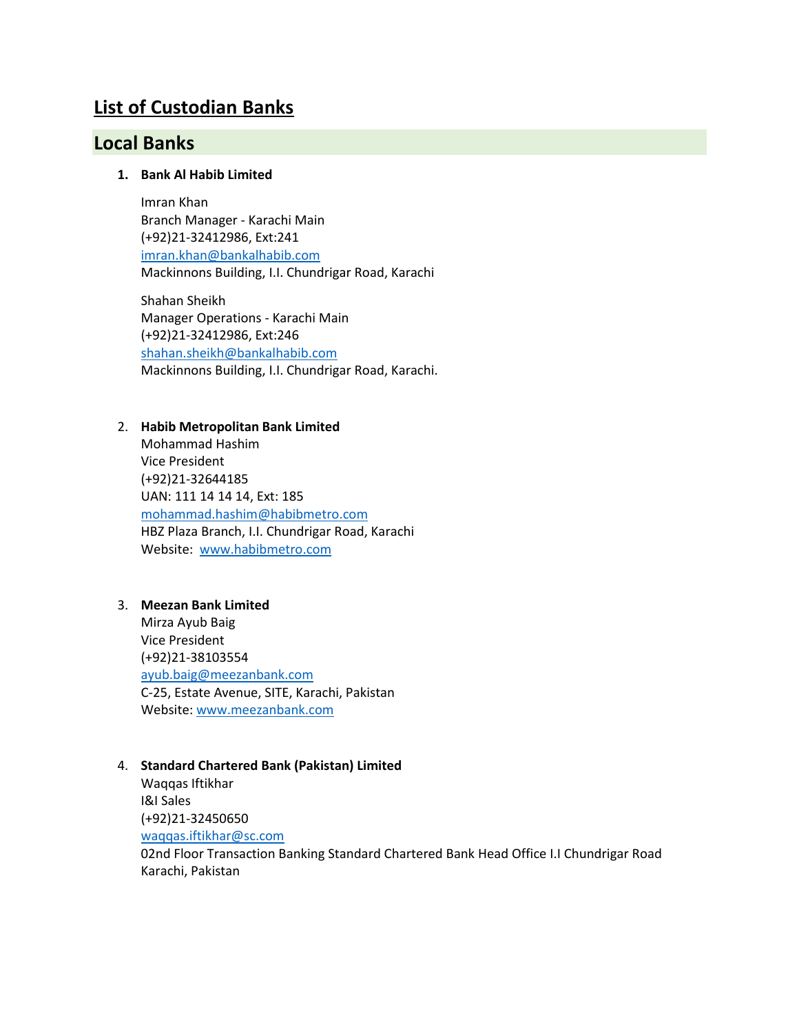# List of Custodian Banks

## Local Banks

1. **Bank Al Habib Limited**

   Imran Khan
   Branch Manager - Karachi Main
   (+92)21-32412986, Ext:241
   imran.khan@bankalhabib.com
   Mackinnons Building, I.I. Chundrigar Road, Karachi

   Shahan Sheikh
   Manager Operations - Karachi Main
   (+92)21-32412986, Ext:246
   shahan.sheikh@bankalhabib.com
   Mackinnons Building, I.I. Chundrigar Road, Karachi.

2. **Habib Metropolitan Bank Limited**
   Mohammad Hashim
   Vice President
   (+92)21-32644185
   UAN: 111 14 14 14, Ext: 185
   mohammad.hashim@habibmetro.com
   HBZ Plaza Branch, I.I. Chundrigar Road, Karachi
   Website: www.habibmetro.com

3. **Meezan Bank Limited**
   Mirza Ayub Baig
   Vice President
   (+92)21-38103554
   ayub.baig@meezanbank.com
   C-25, Estate Avenue, SITE, Karachi, Pakistan
   Website: www.meezanbank.com

4. **Standard Chartered Bank (Pakistan) Limited**
   Waqqas Iftikhar
   I&I Sales
   (+92)21-32450650
   waqqas.iftikhar@sc.com
   02nd Floor Transaction Banking Standard Chartered Bank Head Office I.I Chundrigar Road Karachi, Pakistan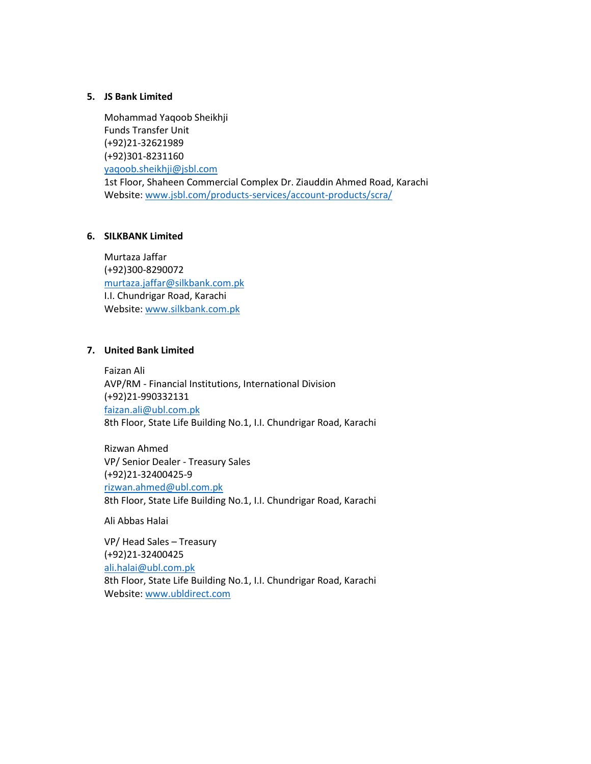5. **JS Bank Limited**

   Mohammad Yaqoob Sheikhji
   Funds Transfer Unit
   (+92)21-32621989
   (+92)301-8231160
   yaqoob.sheikhji@jsbl.com
   1st Floor, Shaheen Commercial Complex Dr. Ziauddin Ahmed Road, Karachi
   Website: www.jsbl.com/products-services/account-products/scra/

6. **SILKBANK Limited**

   Murtaza Jaffar
   (+92)300-8290072
   murtaza.jaffar@silkbank.com.pk
   I.I. Chundrigar Road, Karachi
   Website: www.silkbank.com.pk

7. **United Bank Limited**

   Faizan Ali
   AVP/RM - Financial Institutions, International Division
   (+92)21-990332131
   faizan.ali@ubl.com.pk
   8th Floor, State Life Building No.1, I.I. Chundrigar Road, Karachi

   Rizwan Ahmed
   VP/ Senior Dealer - Treasury Sales
   (+92)21-32400425-9
   rizwan.ahmed@ubl.com.pk
   8th Floor, State Life Building No.1, I.I. Chundrigar Road, Karachi

   Ali Abbas Halai

   VP/ Head Sales – Treasury
   (+92)21-32400425
   ali.halai@ubl.com.pk
   8th Floor, State Life Building No.1, I.I. Chundrigar Road, Karachi
   Website: www.ubldirect.com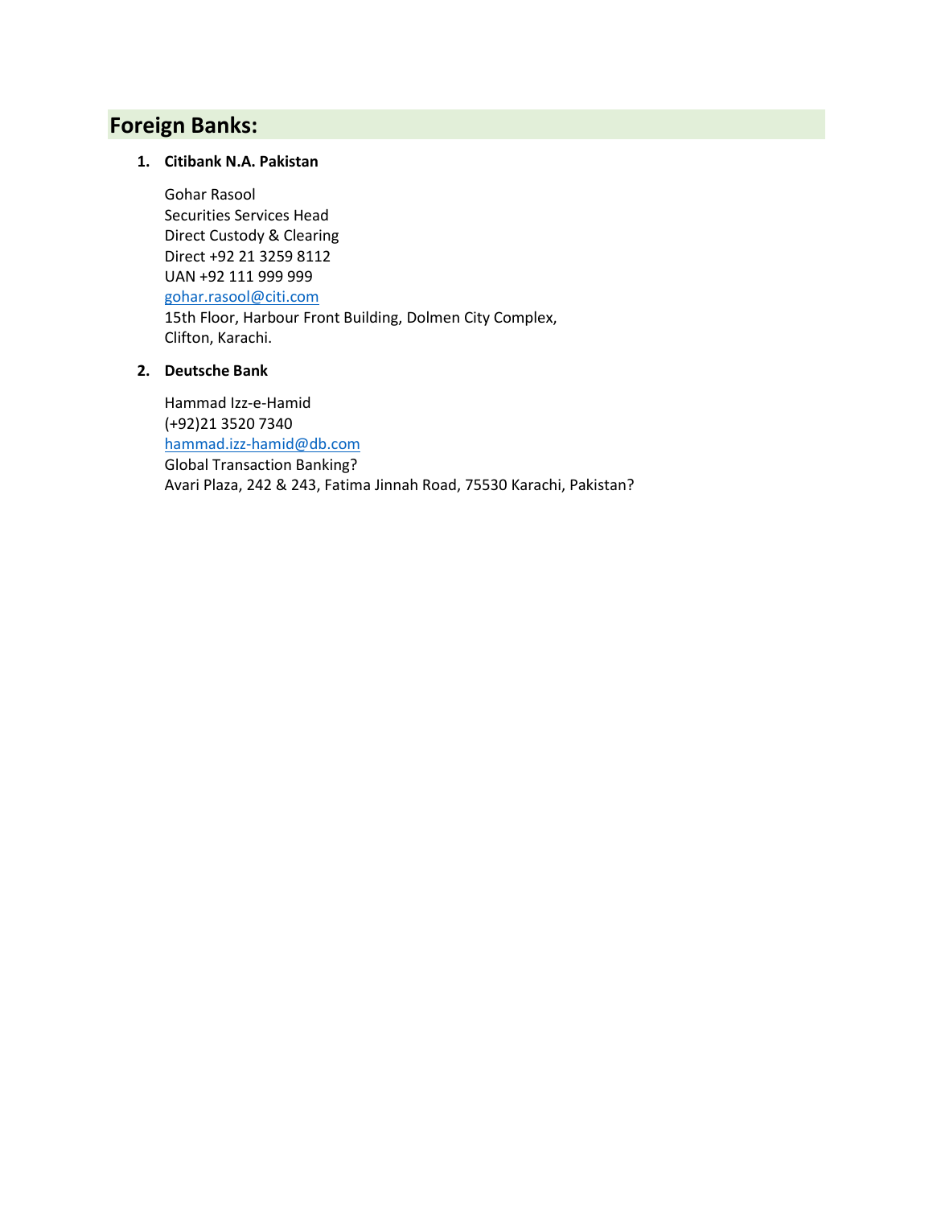## Foreign Banks:

1. **Citibank N.A. Pakistan**

   Gohar Rasool
   Securities Services Head
   Direct Custody & Clearing
   Direct +92 21 3259 8112
   UAN +92 111 999 999
   gohar.rasool@citi.com
   15th Floor, Harbour Front Building, Dolmen City Complex,
   Clifton, Karachi.

2. **Deutsche Bank**

   Hammad Izz-e-Hamid
   (+92)21 3520 7340
   hammad.izz-hamid@db.com
   Global Transaction Banking?
   Avari Plaza, 242 & 243, Fatima Jinnah Road, 75530 Karachi, Pakistan?